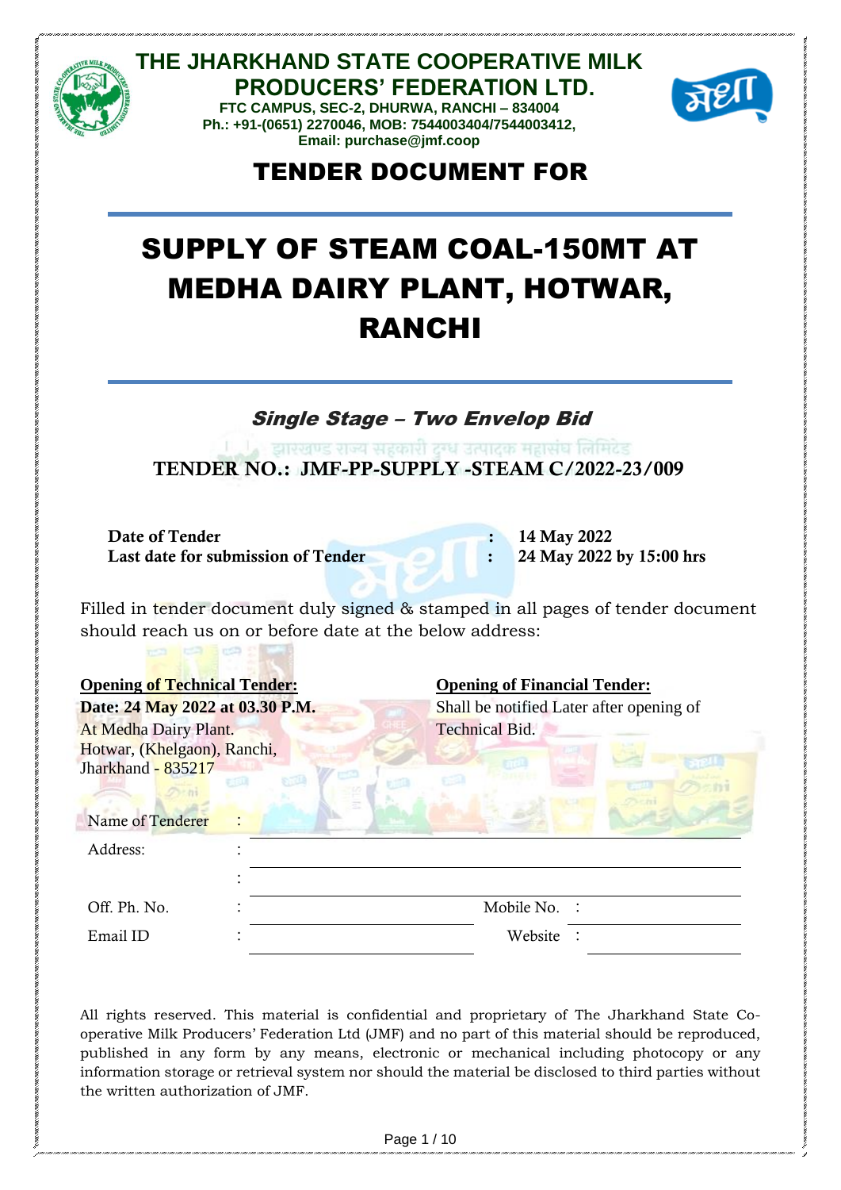# THE JHARKHAND STATE COOPERATIVE MILK PRODUCERS' FEDERATION LTD.

**FTC CAMPUS, SEC-2, DHURWA, RANCHI – 834004**
**Ph.: +91-(0651) 2270046, MOB: 7544003404/7544003412,**
**Email: purchase@jmf.coop**

## TENDER DOCUMENT FOR

# SUPPLY OF STEAM COAL-150MT AT MEDHA DAIRY PLANT, HOTWAR, RANCHI

***Single Stage – Two Envelop Bid***

**TENDER NO.: JMF-PP-SUPPLY -STEAM C/2022-23/009**

| | | |
|---|---|---|
| **Date of Tender** | **:** | **14 May 2022** |
| **Last date for submission of Tender** | **:** | **24 May 2022 by 15:00 hrs** |

Filled in tender document duly signed & stamped in all pages of tender document should reach us on or before date at the below address:

**Opening of Technical Tender:**
**Date: 24 May 2022 at 03.30 P.M.**
At Medha Dairy Plant.
Hotwar, (Khelgaon), Ranchi,
Jharkhand - 835217

**Opening of Financial Tender:**
Shall be notified Later after opening of Technical Bid.

| | | | | |
|---|---|---|---|---|
| Name of Tenderer | : | | | |
| Address: | : | | | |
| | : | | | |
| Off. Ph. No. | : | | Mobile No. : | |
| Email ID | : | | Website : | |

All rights reserved. This material is confidential and proprietary of The Jharkhand State Co-operative Milk Producers' Federation Ltd (JMF) and no part of this material should be reproduced, published in any form by any means, electronic or mechanical including photocopy or any information storage or retrieval system nor should the material be disclosed to third parties without the written authorization of JMF.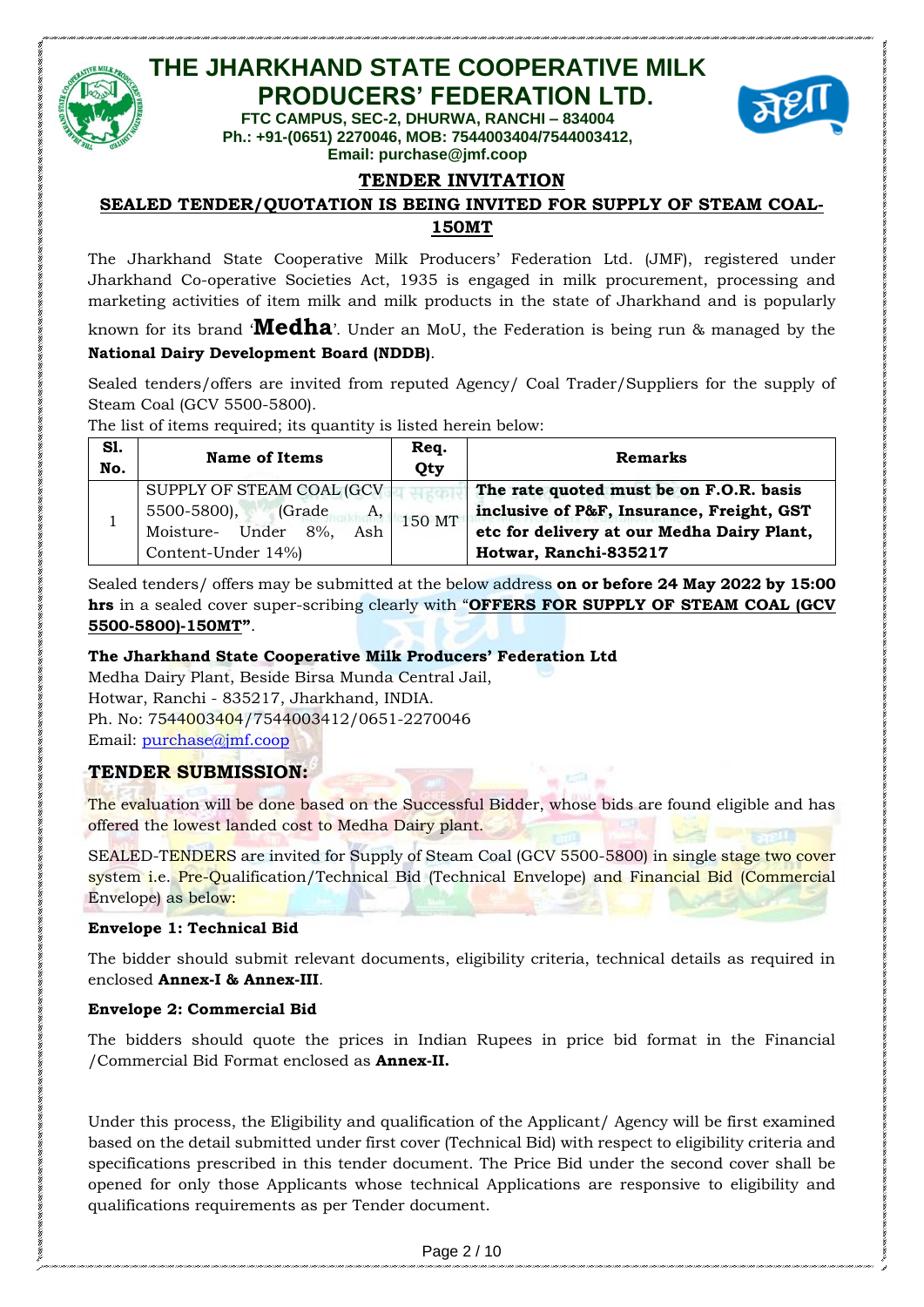# THE JHARKHAND STATE COOPERATIVE MILK PRODUCERS' FEDERATION LTD.

**FTC CAMPUS, SEC-2, DHURWA, RANCHI – 834004**
**Ph.: +91-(0651) 2270046, MOB: 7544003404/7544003412,**
**Email: purchase@jmf.coop**

## TENDER INVITATION

### SEALED TENDER/QUOTATION IS BEING INVITED FOR SUPPLY OF STEAM COAL-150MT

The Jharkhand State Cooperative Milk Producers' Federation Ltd. (JMF), registered under Jharkhand Co-operative Societies Act, 1935 is engaged in milk procurement, processing and marketing activities of item milk and milk products in the state of Jharkhand and is popularly known for its brand '**Medha**'. Under an MoU, the Federation is being run & managed by the **National Dairy Development Board (NDDB)**.

Sealed tenders/offers are invited from reputed Agency/ Coal Trader/Suppliers for the supply of Steam Coal (GCV 5500-5800).

The list of items required; its quantity is listed herein below:

| Sl. No. | Name of Items | Req. Qty | Remarks |
|---|---|---|---|
| 1 | SUPPLY OF STEAM COAL (GCV 5500-5800), (Grade A, Moisture- Under 8%, Ash Content-Under 14%) | 150 MT | **The rate quoted must be on F.O.R. basis inclusive of P&F, Insurance, Freight, GST etc for delivery at our Medha Dairy Plant, Hotwar, Ranchi-835217** |

Sealed tenders/ offers may be submitted at the below address **on or before 24 May 2022 by 15:00 hrs** in a sealed cover super-scribing clearly with "**OFFERS FOR SUPPLY OF STEAM COAL (GCV 5500-5800)-150MT"**.

**The Jharkhand State Cooperative Milk Producers' Federation Ltd**
Medha Dairy Plant, Beside Birsa Munda Central Jail,
Hotwar, Ranchi - 835217, Jharkhand, INDIA.
Ph. No: 7544003404/7544003412/0651-2270046
Email: purchase@jmf.coop

## TENDER SUBMISSION:

The evaluation will be done based on the Successful Bidder, whose bids are found eligible and has offered the lowest landed cost to Medha Dairy plant.

SEALED-TENDERS are invited for Supply of Steam Coal (GCV 5500-5800) in single stage two cover system i.e. Pre-Qualification/Technical Bid (Technical Envelope) and Financial Bid (Commercial Envelope) as below:

**Envelope 1: Technical Bid**

The bidder should submit relevant documents, eligibility criteria, technical details as required in enclosed **Annex-I & Annex-III**.

**Envelope 2: Commercial Bid**

The bidders should quote the prices in Indian Rupees in price bid format in the Financial /Commercial Bid Format enclosed as **Annex-II.**

Under this process, the Eligibility and qualification of the Applicant/ Agency will be first examined based on the detail submitted under first cover (Technical Bid) with respect to eligibility criteria and specifications prescribed in this tender document. The Price Bid under the second cover shall be opened for only those Applicants whose technical Applications are responsive to eligibility and qualifications requirements as per Tender document.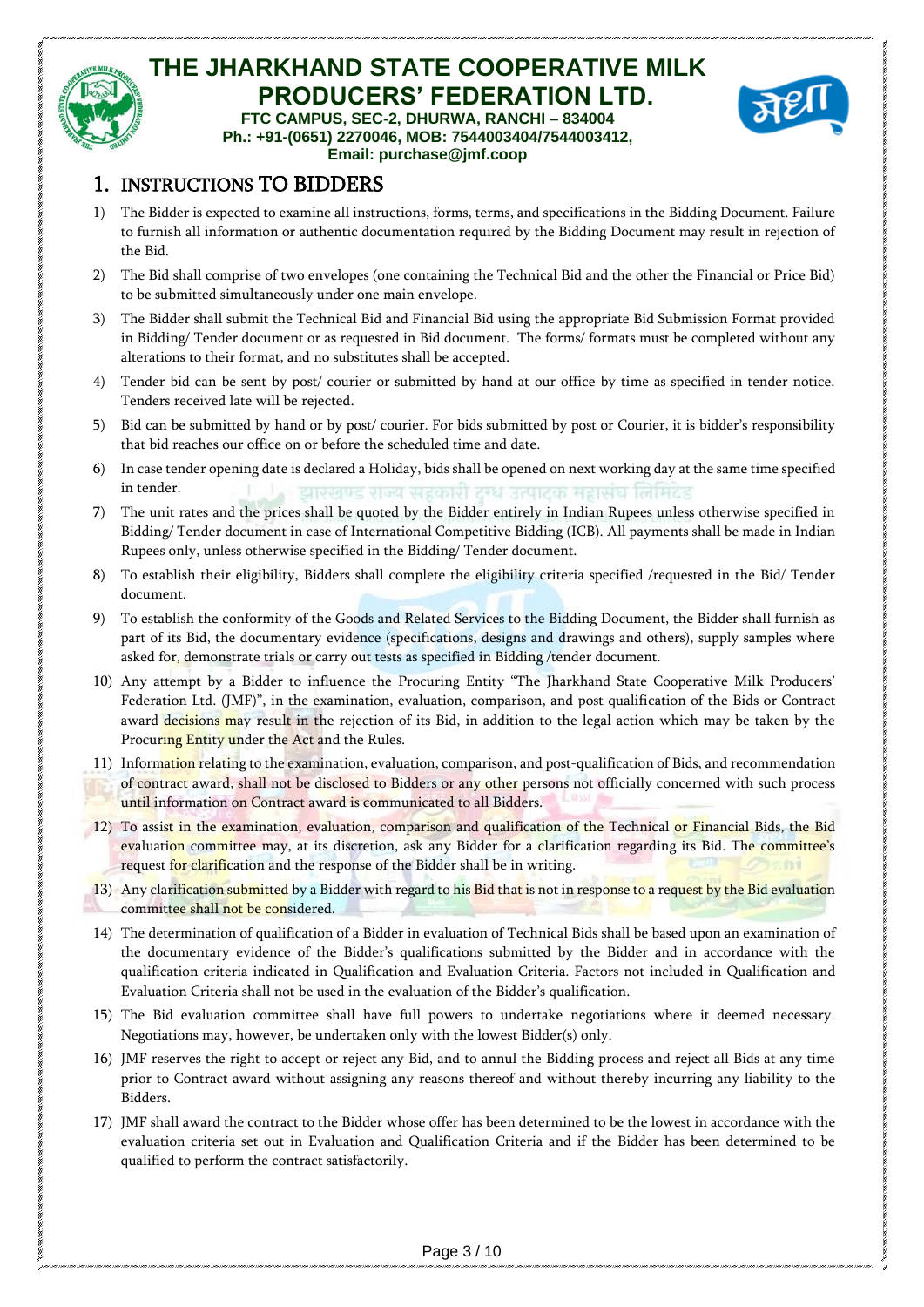# THE JHARKHAND STATE COOPERATIVE MILK PRODUCERS' FEDERATION LTD.

**FTC CAMPUS, SEC-2, DHURWA, RANCHI – 834004**
**Ph.: +91-(0651) 2270046, MOB: 7544003404/7544003412,**
**Email: purchase@jmf.coop**

## 1. INSTRUCTIONS TO BIDDERS

1) The Bidder is expected to examine all instructions, forms, terms, and specifications in the Bidding Document. Failure to furnish all information or authentic documentation required by the Bidding Document may result in rejection of the Bid.
2) The Bid shall comprise of two envelopes (one containing the Technical Bid and the other the Financial or Price Bid) to be submitted simultaneously under one main envelope.
3) The Bidder shall submit the Technical Bid and Financial Bid using the appropriate Bid Submission Format provided in Bidding/ Tender document or as requested in Bid document. The forms/ formats must be completed without any alterations to their format, and no substitutes shall be accepted.
4) Tender bid can be sent by post/ courier or submitted by hand at our office by time as specified in tender notice. Tenders received late will be rejected.
5) Bid can be submitted by hand or by post/ courier. For bids submitted by post or Courier, it is bidder's responsibility that bid reaches our office on or before the scheduled time and date.
6) In case tender opening date is declared a Holiday, bids shall be opened on next working day at the same time specified in tender.
7) The unit rates and the prices shall be quoted by the Bidder entirely in Indian Rupees unless otherwise specified in Bidding/ Tender document in case of International Competitive Bidding (ICB). All payments shall be made in Indian Rupees only, unless otherwise specified in the Bidding/ Tender document.
8) To establish their eligibility, Bidders shall complete the eligibility criteria specified /requested in the Bid/ Tender document.
9) To establish the conformity of the Goods and Related Services to the Bidding Document, the Bidder shall furnish as part of its Bid, the documentary evidence (specifications, designs and drawings and others), supply samples where asked for, demonstrate trials or carry out tests as specified in Bidding /tender document.
10) Any attempt by a Bidder to influence the Procuring Entity "The Jharkhand State Cooperative Milk Producers' Federation Ltd. (JMF)", in the examination, evaluation, comparison, and post qualification of the Bids or Contract award decisions may result in the rejection of its Bid, in addition to the legal action which may be taken by the Procuring Entity under the Act and the Rules.
11) Information relating to the examination, evaluation, comparison, and post-qualification of Bids, and recommendation of contract award, shall not be disclosed to Bidders or any other persons not officially concerned with such process until information on Contract award is communicated to all Bidders.
12) To assist in the examination, evaluation, comparison and qualification of the Technical or Financial Bids, the Bid evaluation committee may, at its discretion, ask any Bidder for a clarification regarding its Bid. The committee's request for clarification and the response of the Bidder shall be in writing.
13) Any clarification submitted by a Bidder with regard to his Bid that is not in response to a request by the Bid evaluation committee shall not be considered.
14) The determination of qualification of a Bidder in evaluation of Technical Bids shall be based upon an examination of the documentary evidence of the Bidder's qualifications submitted by the Bidder and in accordance with the qualification criteria indicated in Qualification and Evaluation Criteria. Factors not included in Qualification and Evaluation Criteria shall not be used in the evaluation of the Bidder's qualification.
15) The Bid evaluation committee shall have full powers to undertake negotiations where it deemed necessary. Negotiations may, however, be undertaken only with the lowest Bidder(s) only.
16) JMF reserves the right to accept or reject any Bid, and to annul the Bidding process and reject all Bids at any time prior to Contract award without assigning any reasons thereof and without thereby incurring any liability to the Bidders.
17) JMF shall award the contract to the Bidder whose offer has been determined to be the lowest in accordance with the evaluation criteria set out in Evaluation and Qualification Criteria and if the Bidder has been determined to be qualified to perform the contract satisfactorily.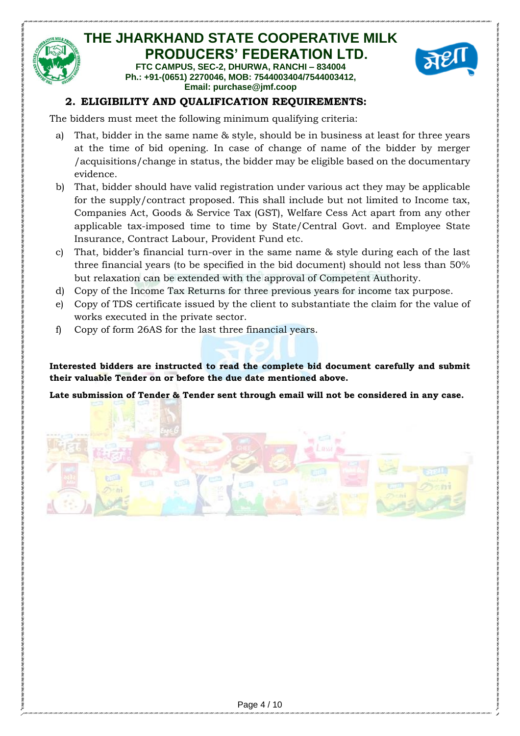## 2. ELIGIBILITY AND QUALIFICATION REQUIREMENTS:

The bidders must meet the following minimum qualifying criteria:

a) That, bidder in the same name & style, should be in business at least for three years at the time of bid opening. In case of change of name of the bidder by merger /acquisitions/change in status, the bidder may be eligible based on the documentary evidence.

b) That, bidder should have valid registration under various act they may be applicable for the supply/contract proposed. This shall include but not limited to Income tax, Companies Act, Goods & Service Tax (GST), Welfare Cess Act apart from any other applicable tax-imposed time to time by State/Central Govt. and Employee State Insurance, Contract Labour, Provident Fund etc.

c) That, bidder's financial turn-over in the same name & style during each of the last three financial years (to be specified in the bid document) should not less than 50% but relaxation can be extended with the approval of Competent Authority.

d) Copy of the Income Tax Returns for three previous years for income tax purpose.

e) Copy of TDS certificate issued by the client to substantiate the claim for the value of works executed in the private sector.

f) Copy of form 26AS for the last three financial years.

**Interested bidders are instructed to read the complete bid document carefully and submit their valuable Tender on or before the due date mentioned above.**

**Late submission of Tender & Tender sent through email will not be considered in any case.**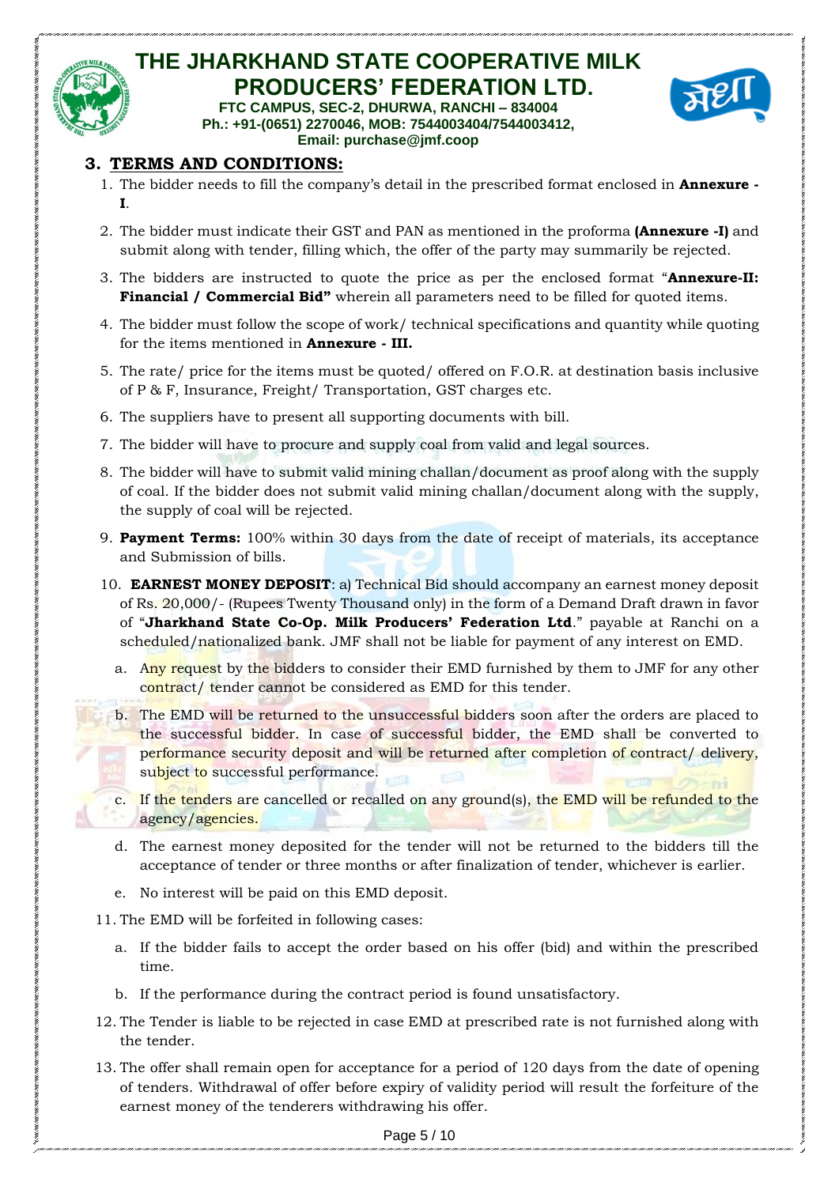# THE JHARKHAND STATE COOPERATIVE MILK PRODUCERS' FEDERATION LTD.

**FTC CAMPUS, SEC-2, DHURWA, RANCHI – 834004**
**Ph.: +91-(0651) 2270046, MOB: 7544003404/7544003412,**
**Email: purchase@jmf.coop**

## 3. TERMS AND CONDITIONS:

1. The bidder needs to fill the company's detail in the prescribed format enclosed in **Annexure - I**.
2. The bidder must indicate their GST and PAN as mentioned in the proforma **(Annexure -I)** and submit along with tender, filling which, the offer of the party may summarily be rejected.
3. The bidders are instructed to quote the price as per the enclosed format "**Annexure-II: Financial / Commercial Bid"** wherein all parameters need to be filled for quoted items.
4. The bidder must follow the scope of work/ technical specifications and quantity while quoting for the items mentioned in **Annexure - III.**
5. The rate/ price for the items must be quoted/ offered on F.O.R. at destination basis inclusive of P & F, Insurance, Freight/ Transportation, GST charges etc.
6. The suppliers have to present all supporting documents with bill.
7. The bidder will have to procure and supply coal from valid and legal sources.
8. The bidder will have to submit valid mining challan/document as proof along with the supply of coal. If the bidder does not submit valid mining challan/document along with the supply, the supply of coal will be rejected.
9. **Payment Terms:** 100% within 30 days from the date of receipt of materials, its acceptance and Submission of bills.
10. **EARNEST MONEY DEPOSIT**: a) Technical Bid should accompany an earnest money deposit of Rs. 20,000/- (Rupees Twenty Thousand only) in the form of a Demand Draft drawn in favor of "**Jharkhand State Co-Op. Milk Producers' Federation Ltd**." payable at Ranchi on a scheduled/nationalized bank. JMF shall not be liable for payment of any interest on EMD.
    a. Any request by the bidders to consider their EMD furnished by them to JMF for any other contract/ tender cannot be considered as EMD for this tender.
    b. The EMD will be returned to the unsuccessful bidders soon after the orders are placed to the successful bidder. In case of successful bidder, the EMD shall be converted to performance security deposit and will be returned after completion of contract/ delivery, subject to successful performance.
    c. If the tenders are cancelled or recalled on any ground(s), the EMD will be refunded to the agency/agencies.
    d. The earnest money deposited for the tender will not be returned to the bidders till the acceptance of tender or three months or after finalization of tender, whichever is earlier.
    e. No interest will be paid on this EMD deposit.
11. The EMD will be forfeited in following cases:
    a. If the bidder fails to accept the order based on his offer (bid) and within the prescribed time.
    b. If the performance during the contract period is found unsatisfactory.
12. The Tender is liable to be rejected in case EMD at prescribed rate is not furnished along with the tender.
13. The offer shall remain open for acceptance for a period of 120 days from the date of opening of tenders. Withdrawal of offer before expiry of validity period will result the forfeiture of the earnest money of the tenderers withdrawing his offer.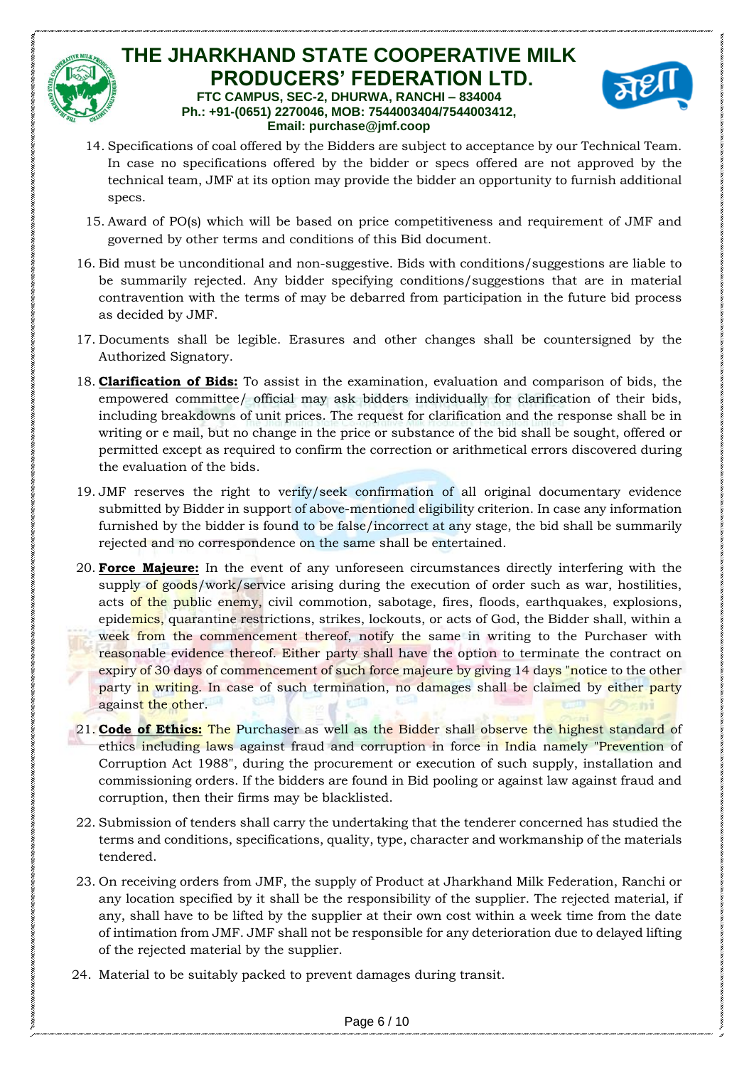14. Specifications of coal offered by the Bidders are subject to acceptance by our Technical Team. In case no specifications offered by the bidder or specs offered are not approved by the technical team, JMF at its option may provide the bidder an opportunity to furnish additional specs.

15. Award of PO(s) which will be based on price competitiveness and requirement of JMF and governed by other terms and conditions of this Bid document.

16. Bid must be unconditional and non-suggestive. Bids with conditions/suggestions are liable to be summarily rejected. Any bidder specifying conditions/suggestions that are in material contravention with the terms of may be debarred from participation in the future bid process as decided by JMF.

17. Documents shall be legible. Erasures and other changes shall be countersigned by the Authorized Signatory.

18. **Clarification of Bids:** To assist in the examination, evaluation and comparison of bids, the empowered committee/ official may ask bidders individually for clarification of their bids, including breakdowns of unit prices. The request for clarification and the response shall be in writing or e mail, but no change in the price or substance of the bid shall be sought, offered or permitted except as required to confirm the correction or arithmetical errors discovered during the evaluation of the bids.

19. JMF reserves the right to verify/seek confirmation of all original documentary evidence submitted by Bidder in support of above-mentioned eligibility criterion. In case any information furnished by the bidder is found to be false/incorrect at any stage, the bid shall be summarily rejected and no correspondence on the same shall be entertained.

20. **Force Majeure:** In the event of any unforeseen circumstances directly interfering with the supply of goods/work/service arising during the execution of order such as war, hostilities, acts of the public enemy, civil commotion, sabotage, fires, floods, earthquakes, explosions, epidemics, quarantine restrictions, strikes, lockouts, or acts of God, the Bidder shall, within a week from the commencement thereof, notify the same in writing to the Purchaser with reasonable evidence thereof. Either party shall have the option to terminate the contract on expiry of 30 days of commencement of such force majeure by giving 14 days "notice to the other party in writing. In case of such termination, no damages shall be claimed by either party against the other.

21. **Code of Ethics:** The Purchaser as well as the Bidder shall observe the highest standard of ethics including laws against fraud and corruption in force in India namely "Prevention of Corruption Act 1988", during the procurement or execution of such supply, installation and commissioning orders. If the bidders are found in Bid pooling or against law against fraud and corruption, then their firms may be blacklisted.

22. Submission of tenders shall carry the undertaking that the tenderer concerned has studied the terms and conditions, specifications, quality, type, character and workmanship of the materials tendered.

23. On receiving orders from JMF, the supply of Product at Jharkhand Milk Federation, Ranchi or any location specified by it shall be the responsibility of the supplier. The rejected material, if any, shall have to be lifted by the supplier at their own cost within a week time from the date of intimation from JMF. JMF shall not be responsible for any deterioration due to delayed lifting of the rejected material by the supplier.

24. Material to be suitably packed to prevent damages during transit.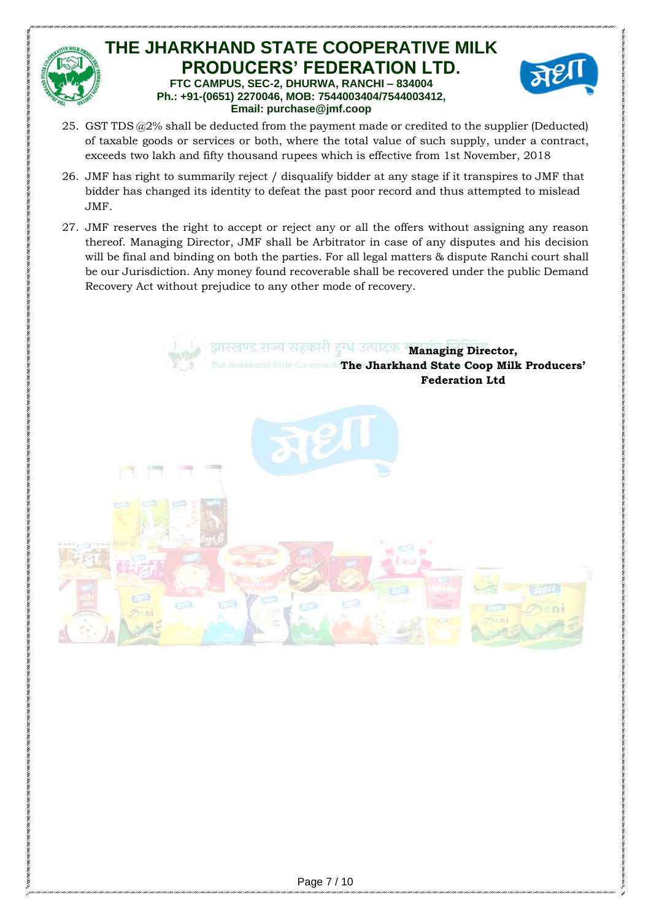25. GST TDS @2% shall be deducted from the payment made or credited to the supplier (Deducted) of taxable goods or services or both, where the total value of such supply, under a contract, exceeds two lakh and fifty thousand rupees which is effective from 1st November, 2018

26. JMF has right to summarily reject / disqualify bidder at any stage if it transpires to JMF that bidder has changed its identity to defeat the past poor record and thus attempted to mislead JMF.

27. JMF reserves the right to accept or reject any or all the offers without assigning any reason thereof. Managing Director, JMF shall be Arbitrator in case of any disputes and his decision will be final and binding on both the parties. For all legal matters & dispute Ranchi court shall be our Jurisdiction. Any money found recoverable shall be recovered under the public Demand Recovery Act without prejudice to any other mode of recovery.

**Managing Director,**
**The Jharkhand State Coop Milk Producers' Federation Ltd**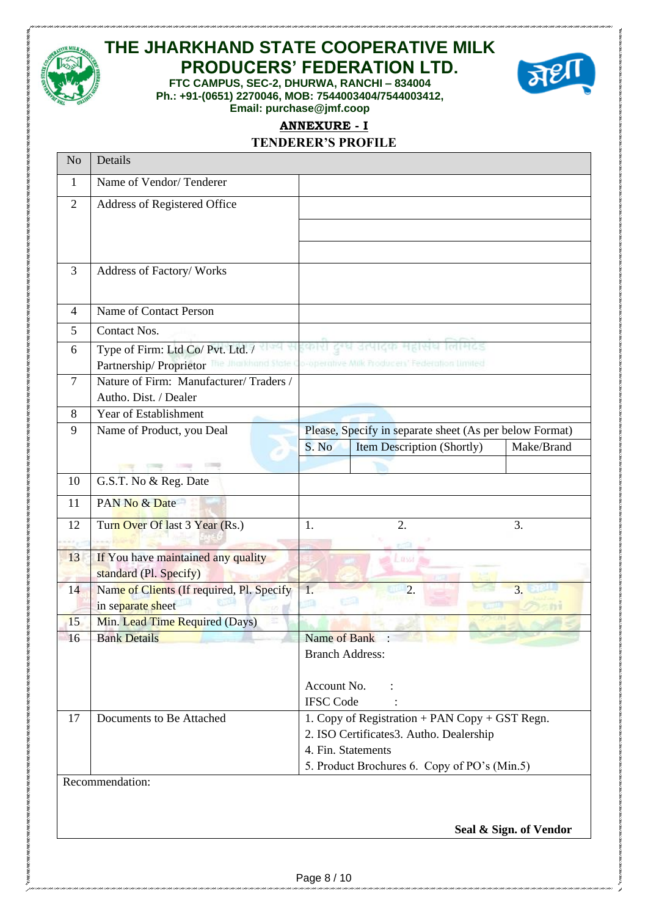# THE JHARKHAND STATE COOPERATIVE MILK PRODUCERS' FEDERATION LTD.

**FTC CAMPUS, SEC-2, DHURWA, RANCHI – 834004**
**Ph.: +91-(0651) 2270046, MOB: 7544003404/7544003412,**
**Email: purchase@jmf.coop**

**ANNEXURE - I**

**TENDERER'S PROFILE**

| No | Details | | | |
|---|---|---|---|---|
| 1 | Name of Vendor/ Tenderer | | | |
| 2 | Address of Registered Office | | | |
| 3 | Address of Factory/ Works | | | |
| 4 | Name of Contact Person | | | |
| 5 | Contact Nos. | | | |
| 6 | Type of Firm: Ltd Co/ Pvt. Ltd. / Partnership/ Proprietor | | | |
| 7 | Nature of Firm: Manufacturer/ Traders / Autho. Dist. / Dealer | | | |
| 8 | Year of Establishment | | | |
| 9 | Name of Product, you Deal | Please, Specify in separate sheet (As per below Format) | | |
| | | S. No | Item Description (Shortly) | Make/Brand |
| | | | | |
| 10 | G.S.T. No & Reg. Date | | | |
| 11 | PAN No & Date | | | |
| 12 | Turn Over Of last 3 Year (Rs.) | 1. | 2. | 3. |
| 13 | If You have maintained any quality standard (Pl. Specify) | | | |
| 14 | Name of Clients (If required, Pl. Specify in separate sheet | 1. | 2. | 3. |
| 15 | Min. Lead Time Required (Days) | | | |
| 16 | Bank Details | Name of Bank :<br>Branch Address:<br><br>Account No. :<br>IFSC Code : | | |
| 17 | Documents to Be Attached | 1. Copy of Registration + PAN Copy + GST Regn.<br>2. ISO Certificates3. Autho. Dealership<br>4. Fin. Statements<br>5. Product Brochures 6. Copy of PO's (Min.5) | | |

Recommendation:

**Seal & Sign. of Vendor**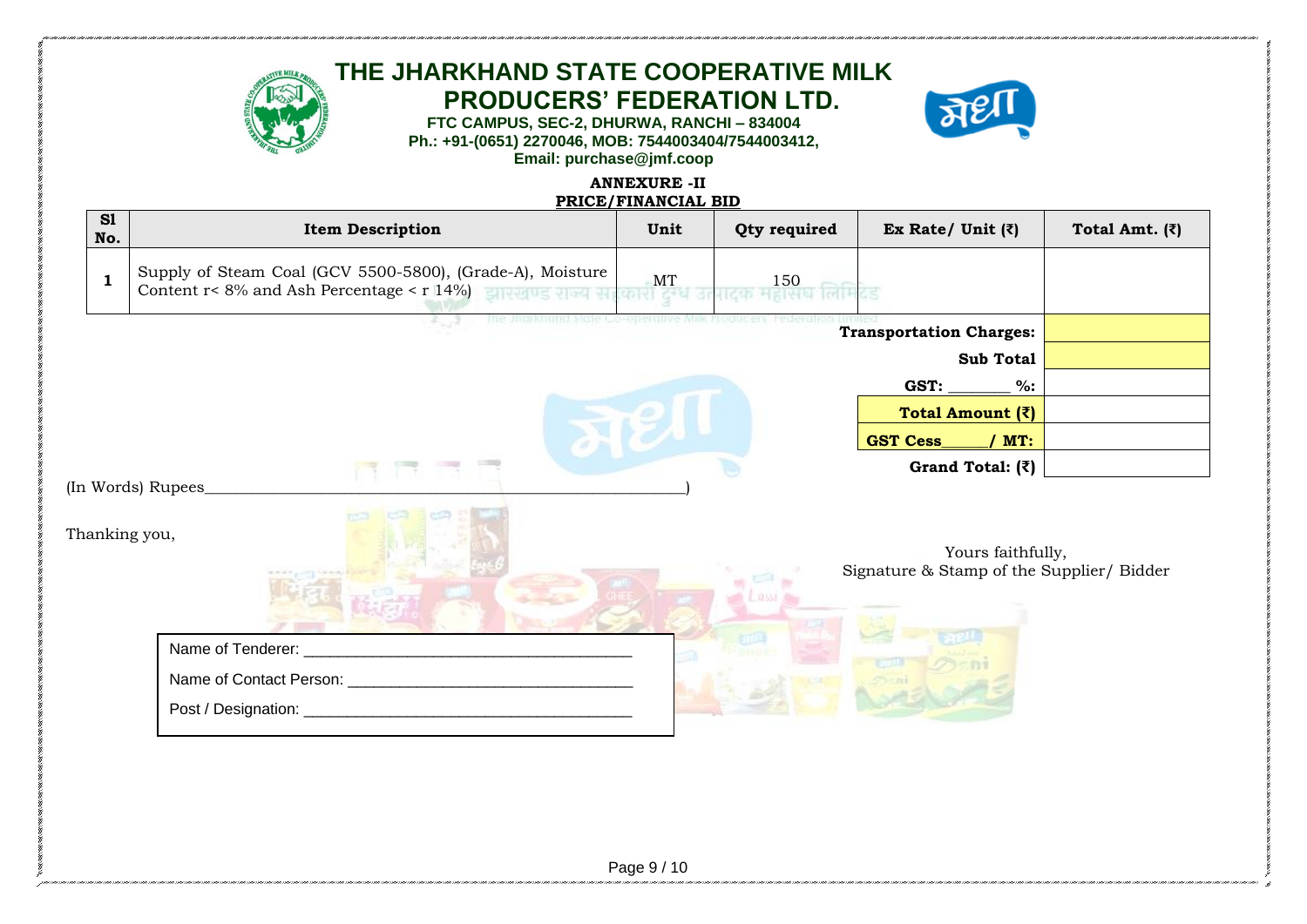# THE JHARKHAND STATE COOPERATIVE MILK PRODUCERS' FEDERATION LTD.

**FTC CAMPUS, SEC-2, DHURWA, RANCHI – 834004**
**Ph.: +91-(0651) 2270046, MOB: 7544003404/7544003412,**
**Email: purchase@jmf.coop**

**ANNEXURE -II**
**PRICE/FINANCIAL BID**

| Sl No. | Item Description | Unit | Qty required | Ex Rate/ Unit (₹) | Total Amt. (₹) |
|---|---|---|---|---|---|
| 1 | Supply of Steam Coal (GCV 5500-5800), (Grade-A), Moisture Content r< 8% and Ash Percentage < r 14%) | MT | 150 | | |
| | | | | **Transportation Charges:** | |
| | | | | **Sub Total** | |
| | | | | **GST: _______ %:** | |
| | | | | **Total Amount (₹)** | |
| | | | | **GST Cess_____/ MT:** | |
| | | | | **Grand Total: (₹)** | |

(In Words) Rupees_____________________________________________________________)

Thanking you,

Yours faithfully,
Signature & Stamp of the Supplier/ Bidder

Name of Tenderer: ______________________________________

Name of Contact Person: _________________________________

Post / Designation: ______________________________________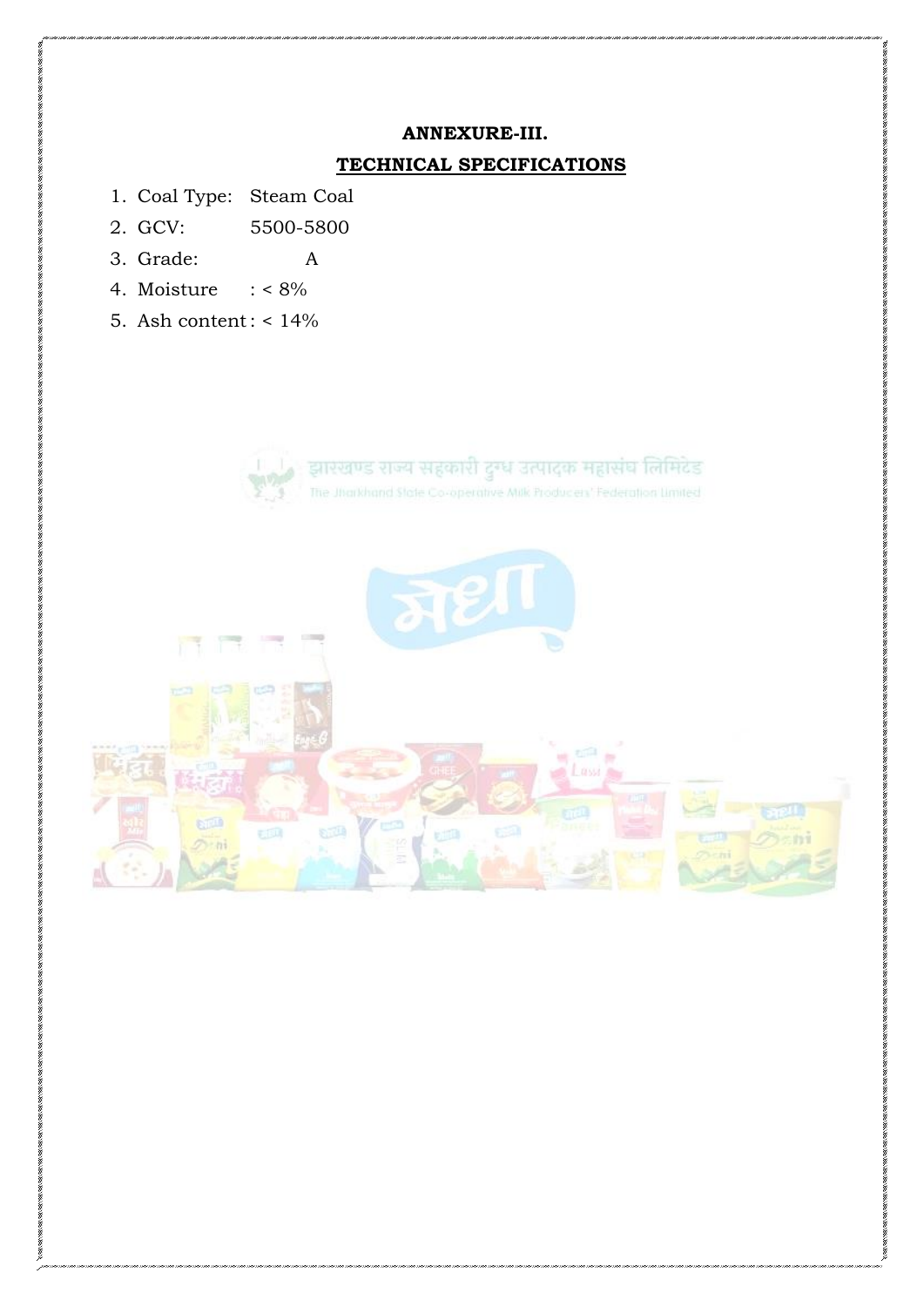**ANNEXURE-III.**

**TECHNICAL SPECIFICATIONS**

1. Coal Type: Steam Coal
2. GCV: 5500-5800
3. Grade: A
4. Moisture : < 8%
5. Ash content : < 14%